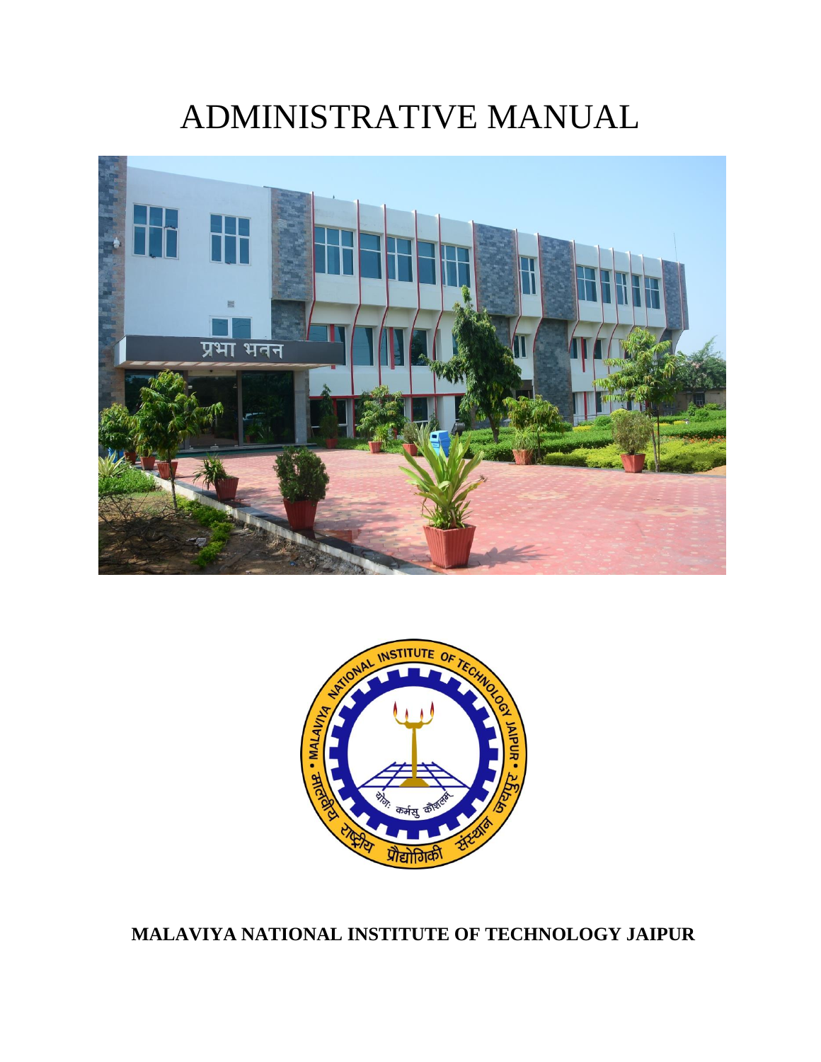# ADMINISTRATIVE MANUAL

**MALAVIYA NATIONAL INSTITUTE OF TECHNOLOGY JAIPUR**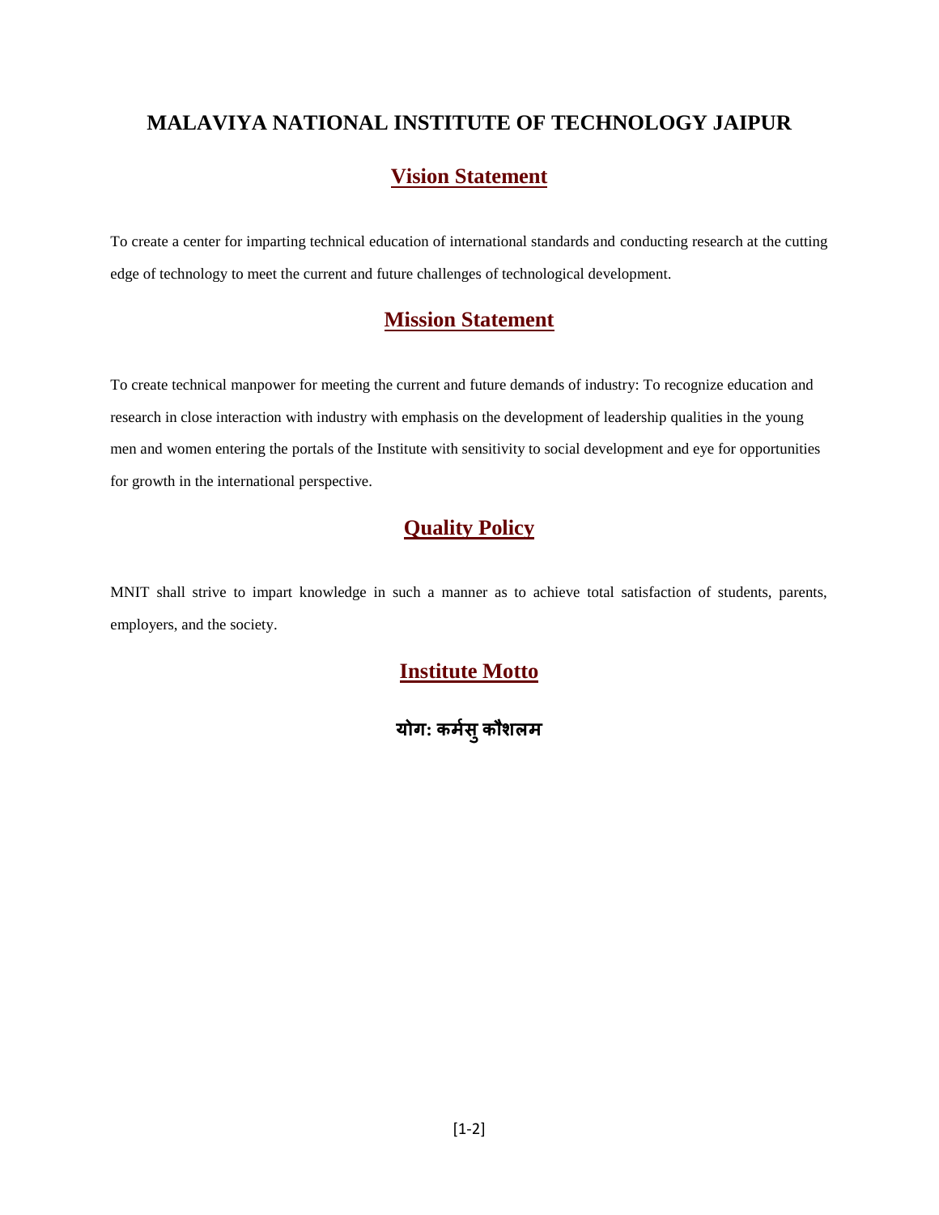# MALAVIYA NATIONAL INSTITUTE OF TECHNOLOGY JAIPUR

## Vision Statement

To create a center for imparting technical education of international standards and conducting research at the cutting edge of technology to meet the current and future challenges of technological development.

## Mission Statement

To create technical manpower for meeting the current and future demands of industry: To recognize education and research in close interaction with industry with emphasis on the development of leadership qualities in the young men and women entering the portals of the Institute with sensitivity to social development and eye for opportunities for growth in the international perspective.

## Quality Policy

MNIT shall strive to impart knowledge in such a manner as to achieve total satisfaction of students, parents, employers, and the society.

## Institute Motto

**योग: कर्मसु कौशलम**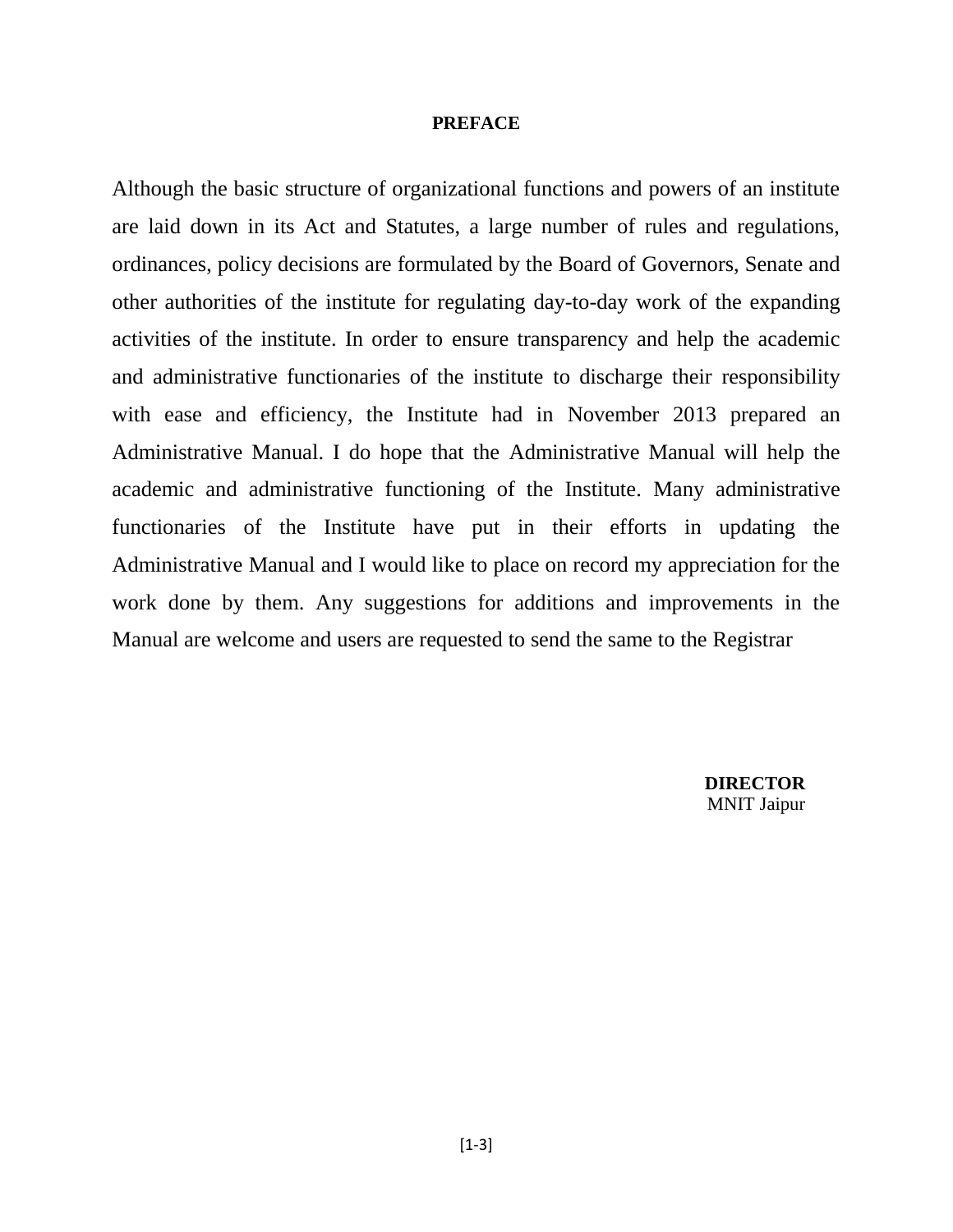**PREFACE**

Although the basic structure of organizational functions and powers of an institute are laid down in its Act and Statutes, a large number of rules and regulations, ordinances, policy decisions are formulated by the Board of Governors, Senate and other authorities of the institute for regulating day-to-day work of the expanding activities of the institute. In order to ensure transparency and help the academic and administrative functionaries of the institute to discharge their responsibility with ease and efficiency, the Institute had in November 2013 prepared an Administrative Manual. I do hope that the Administrative Manual will help the academic and administrative functioning of the Institute. Many administrative functionaries of the Institute have put in their efforts in updating the Administrative Manual and I would like to place on record my appreciation for the work done by them. Any suggestions for additions and improvements in the Manual are welcome and users are requested to send the same to the Registrar

**DIRECTOR**
MNIT Jaipur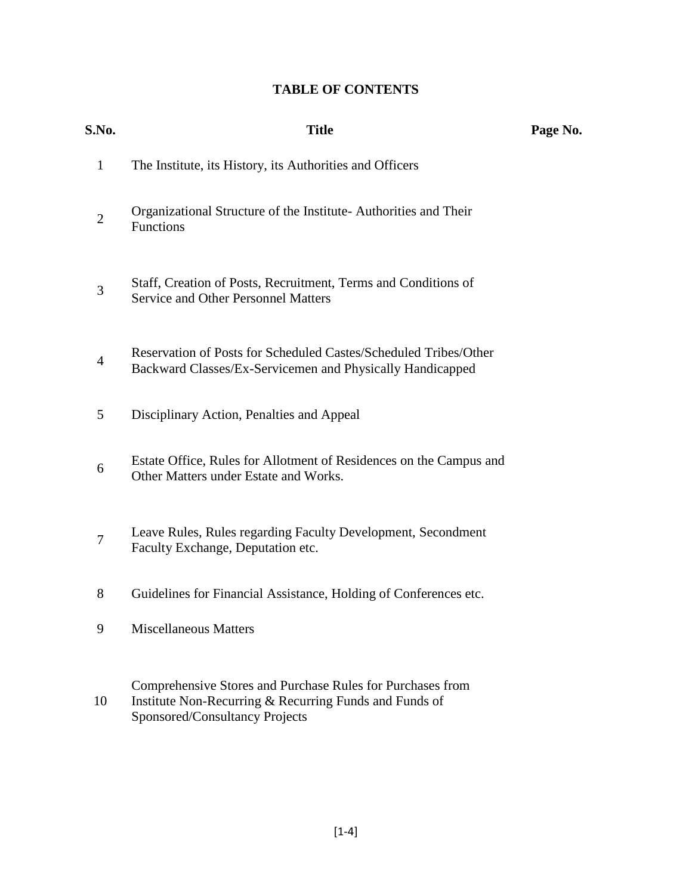# TABLE OF CONTENTS

| S.No. | Title | Page No. |
|---|---|---|
| 1 | The Institute, its History, its Authorities and Officers | |
| 2 | Organizational Structure of the Institute- Authorities and Their Functions | |
| 3 | Staff, Creation of Posts, Recruitment, Terms and Conditions of Service and Other Personnel Matters | |
| 4 | Reservation of Posts for Scheduled Castes/Scheduled Tribes/Other Backward Classes/Ex-Servicemen and Physically Handicapped | |
| 5 | Disciplinary Action, Penalties and Appeal | |
| 6 | Estate Office, Rules for Allotment of Residences on the Campus and Other Matters under Estate and Works. | |
| 7 | Leave Rules, Rules regarding Faculty Development, Secondment Faculty Exchange, Deputation etc. | |
| 8 | Guidelines for Financial Assistance, Holding of Conferences etc. | |
| 9 | Miscellaneous Matters | |
| 10 | Comprehensive Stores and Purchase Rules for Purchases from Institute Non-Recurring & Recurring Funds and Funds of Sponsored/Consultancy Projects | |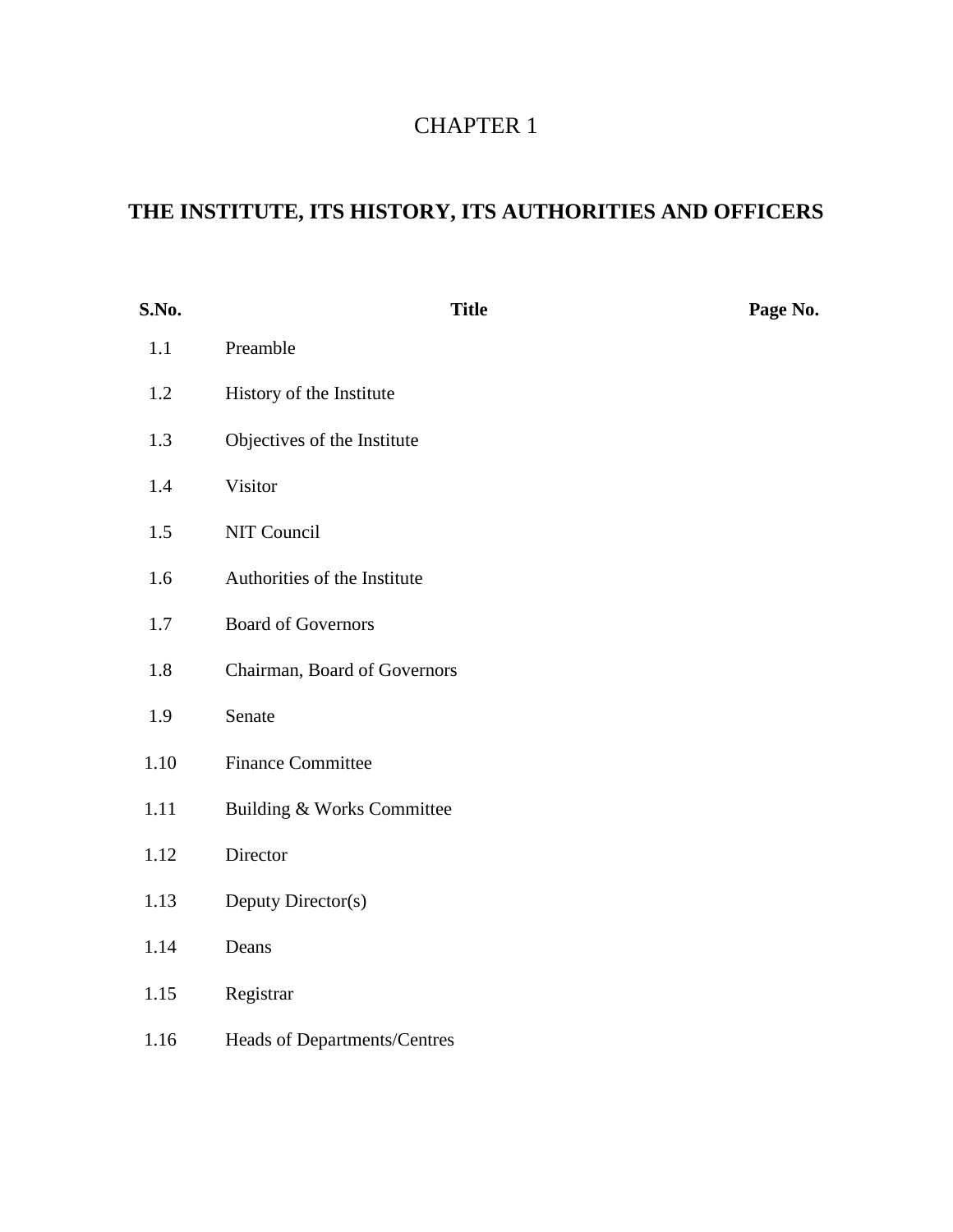CHAPTER 1

# THE INSTITUTE, ITS HISTORY, ITS AUTHORITIES AND OFFICERS

| S.No. | Title | Page No. |
|---|---|---|
| 1.1 | Preamble | |
| 1.2 | History of the Institute | |
| 1.3 | Objectives of the Institute | |
| 1.4 | Visitor | |
| 1.5 | NIT Council | |
| 1.6 | Authorities of the Institute | |
| 1.7 | Board of Governors | |
| 1.8 | Chairman, Board of Governors | |
| 1.9 | Senate | |
| 1.10 | Finance Committee | |
| 1.11 | Building & Works Committee | |
| 1.12 | Director | |
| 1.13 | Deputy Director(s) | |
| 1.14 | Deans | |
| 1.15 | Registrar | |
| 1.16 | Heads of Departments/Centres | |